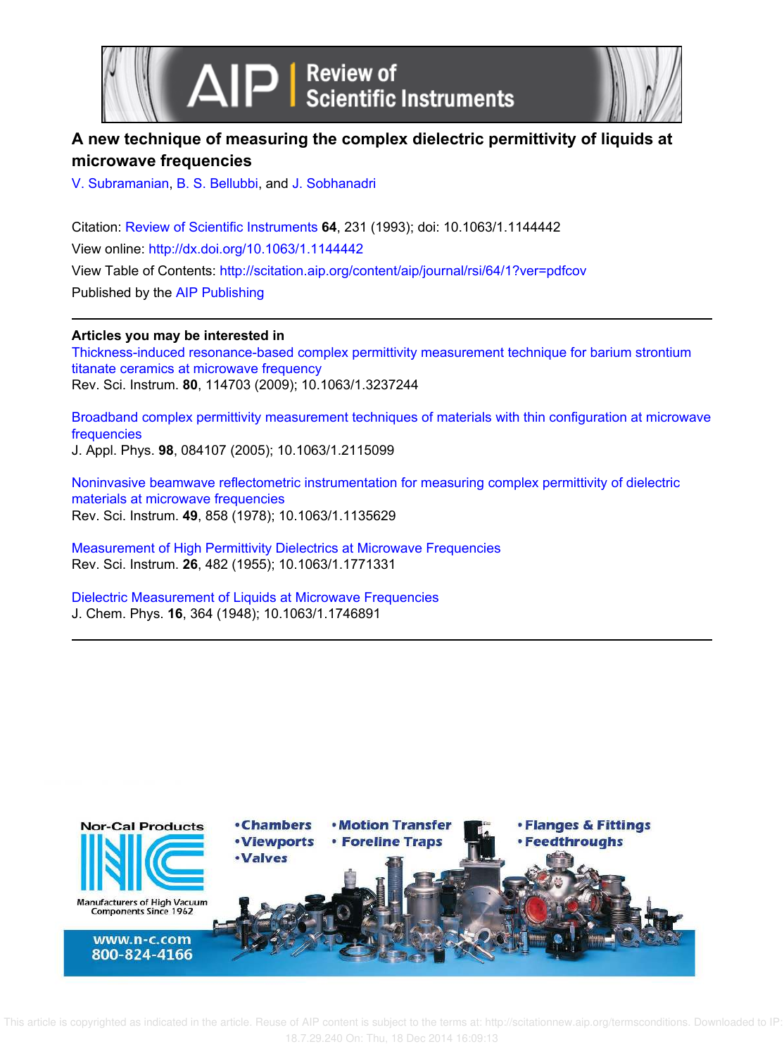# A new technique of measuring the complex dielectric permittivity of liquids at microwave frequencies

V. Subramanian, B. S. Bellubbi, and J. Sobhanadri

Citation: Review of Scientific Instruments **64**, 231 (1993); doi: 10.1063/1.1144442

View online: http://dx.doi.org/10.1063/1.1144442

View Table of Contents: http://scitation.aip.org/content/aip/journal/rsi/64/1?ver=pdfcov

Published by the AIP Publishing

## Articles you may be interested in

Thickness-induced resonance-based complex permittivity measurement technique for barium strontium titanate ceramics at microwave frequency
Rev. Sci. Instrum. **80**, 114703 (2009); 10.1063/1.3237244

Broadband complex permittivity measurement techniques of materials with thin configuration at microwave frequencies
J. Appl. Phys. **98**, 084107 (2005); 10.1063/1.2115099

Noninvasive beamwave reflectometric instrumentation for measuring complex permittivity of dielectric materials at microwave frequencies
Rev. Sci. Instrum. **49**, 858 (1978); 10.1063/1.1135629

Measurement of High Permittivity Dielectrics at Microwave Frequencies
Rev. Sci. Instrum. **26**, 482 (1955); 10.1063/1.1771331

Dielectric Measurement of Liquids at Microwave Frequencies
J. Chem. Phys. **16**, 364 (1948); 10.1063/1.1746891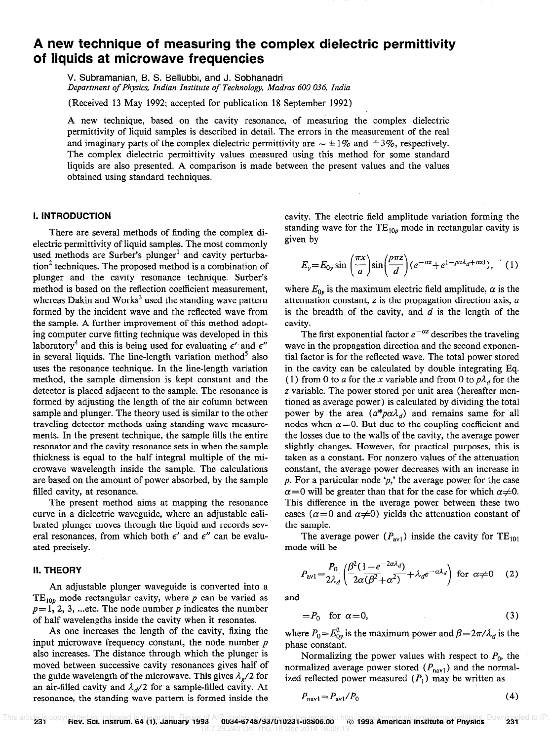# A new technique of measuring the complex dielectric permittivity of liquids at microwave frequencies

V. Subramanian, B. S. Bellubbi, and J. Sobhanadri

*Department of Physics, Indian Institute of Technology, Madras 600 036, India*

(Received 13 May 1992; accepted for publication 18 September 1992)

A new technique, based on the cavity resonance, of measuring the complex dielectric permittivity of liquid samples is described in detail. The errors in the measurement of the real and imaginary parts of the complex dielectric permittivity are $\sim \pm 1\%$ and $\pm 3\%$, respectively. The complex dielectric permittivity values measured using this method for some standard liquids are also presented. A comparison is made between the present values and the values obtained using standard techniques.

## I. INTRODUCTION

There are several methods of finding the complex dielectric permittivity of liquid samples. The most commonly used methods are Surber's plunger[1] and cavity perturbation[2] techniques. The proposed method is a combination of plunger and the cavity resonance technique. Surber's method is based on the reflection coefficient measurement, whereas Dakin and Works[3] used the standing wave pattern formed by the incident wave and the reflected wave from the sample. A further improvement of this method adopting computer curve fitting technique was developed in this laboratory[4] and this is being used for evaluating $\epsilon'$ and $\epsilon''$ in several liquids. The line-length variation method[5] also uses the resonance technique. In the line-length variation method, the sample dimension is kept constant and the detector is placed adjacent to the sample. The resonance is formed by adjusting the length of the air column between sample and plunger. The theory used is similar to the other traveling detector methods using standing wave measurements. In the present technique, the sample fills the entire resonator and the cavity resonance sets in when the sample thickness is equal to the half integral multiple of the microwave wavelength inside the sample. The calculations are based on the amount of power absorbed, by the sample filled cavity, at resonance.

The present method aims at mapping the resonance curve in a dielectric waveguide, where an adjustable calibrated plunger moves through the liquid and records several resonances, from which both $\epsilon'$ and $\epsilon''$ can be evaluated precisely.

## II. THEORY

An adjustable plunger waveguide is converted into a $TE_{10p}$ mode rectangular cavity, where $p$ can be varied as $p=1, 2, 3, \ldots$etc. The node number $p$ indicates the number of half wavelengths inside the cavity when it resonates.

As one increases the length of the cavity, fixing the input microwave frequency constant, the node number $p$ also increases. The distance through which the plunger is moved between successive cavity resonances gives half of the guide wavelength of the microwave. This gives $\lambda_g/2$ for an air-filled cavity and $\lambda_d/2$ for a sample-filled cavity. At resonance, the standing wave pattern is formed inside the cavity. The electric field amplitude variation forming the standing wave for the $TE_{10p}$ mode in rectangular cavity is given by

$$E_y = E_{0y} \sin\left(\frac{\pi x}{a}\right) \sin\left(\frac{p\pi z}{d}\right) \left(e^{-\alpha z} + e^{(-p\alpha\lambda_d + \alpha z)}\right), \quad (1)$$

where $E_{0y}$ is the maximum electric field amplitude, $\alpha$ is the attenuation constant, $z$ is the propagation direction axis, $a$ is the breadth of the cavity, and $d$ is the length of the cavity.

The first exponential factor $e^{-\alpha z}$ describes the traveling wave in the propagation direction and the second exponential factor is for the reflected wave. The total power stored in the cavity can be calculated by double integrating Eq. (1) from 0 to $a$ for the $x$ variable and from 0 to $p\lambda_d$ for the $z$ variable. The power stored per unit area (hereafter mentioned as average power) is calculated by dividing the total power by the area ($a*p\alpha\lambda_d$) and remains same for all nodes when $\alpha=0$. But due to the coupling coefficient and the losses due to the walls of the cavity, the average power slightly changes. However, for practical purposes, this is taken as a constant. For nonzero values of the attenuation constant, the average power decreases with an increase in $p$. For a particular node '$p$,' the average power for the case $\alpha=0$ will be greater than that for the case for which $\alpha\neq 0$. This difference in the average power between these two cases ($\alpha=0$ and $\alpha\neq 0$) yields the attenuation constant of the sample.

The average power ($P_{av1}$) inside the cavity for $TE_{101}$ mode will be

$$P_{av1} = \frac{P_0}{2\lambda_d}\left(\frac{\beta^2(1-e^{-2\alpha\lambda_d})}{2\alpha(\beta^2+\alpha^2)} + \lambda_d e^{-\alpha\lambda_d}\right) \quad \text{for } \alpha\neq 0 \quad (2)$$

and

$$= P_0 \quad \text{for } \alpha=0, \quad (3)$$

where $P_0 = E_{0y}^2$ is the maximum power and $\beta = 2\pi/\lambda_d$ is the phase constant.

Normalizing the power values with respect to $P_0$, the normalized average power stored ($P_{nav1}$) and the normalized reflected power measured ($P_1$) may be written as

$$P_{nav1} = P_{av1}/P_0 \quad (4)$$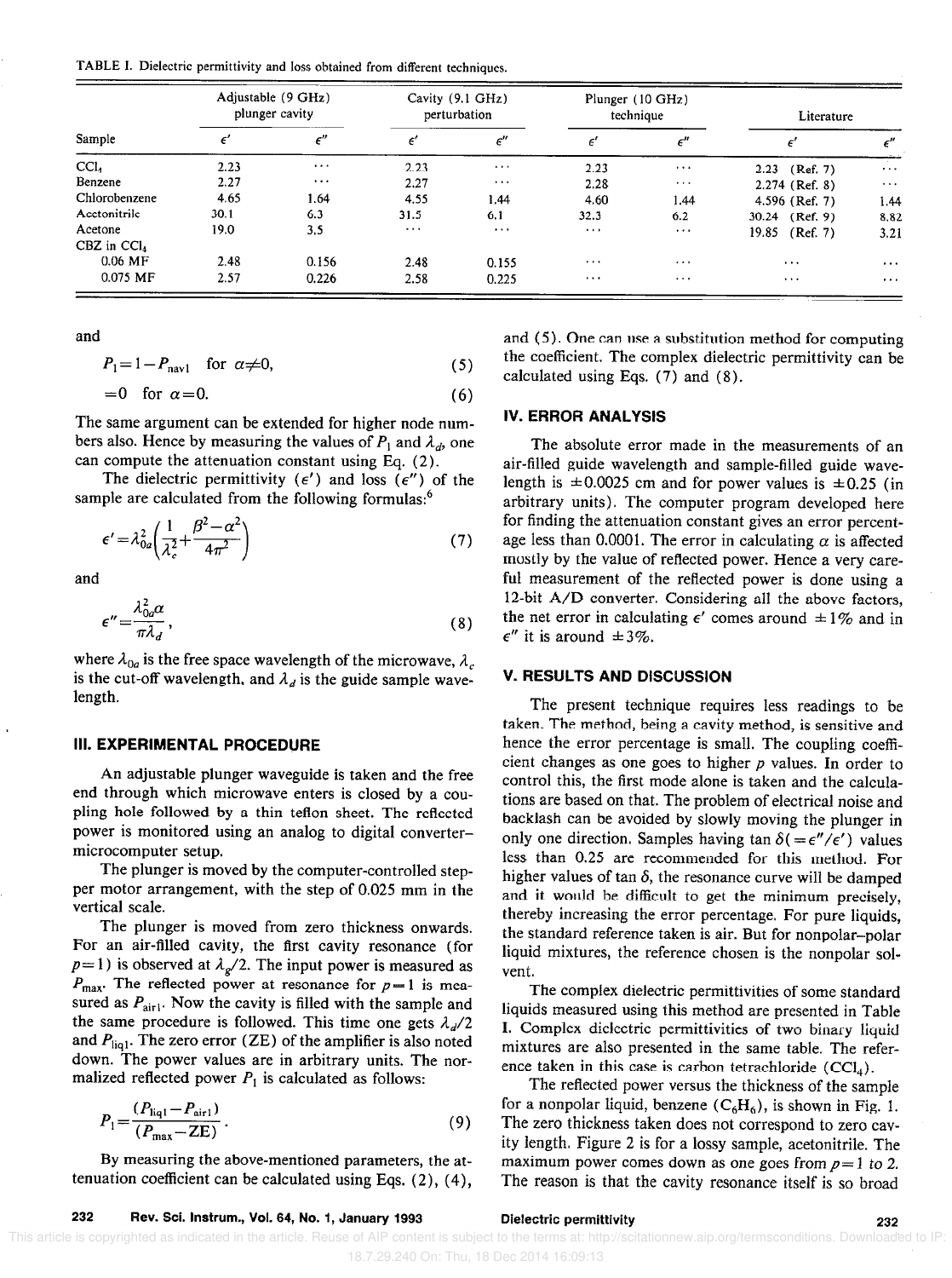TABLE I. Dielectric permittivity and loss obtained from different techniques.

| Sample | Adjustable (9 GHz) plunger cavity | | Cavity (9.1 GHz) perturbation | | Plunger (10 GHz) technique | | Literature | |
|---|---|---|---|---|---|---|---|---|
| | $\epsilon'$ | $\epsilon''$ | $\epsilon'$ | $\epsilon''$ | $\epsilon'$ | $\epsilon''$ | $\epsilon'$ | $\epsilon''$ |
| $CCl_4$ | 2.23 | ... | 2.23 | ... | 2.23 | ... | 2.23 (Ref. 7) | ... |
| Benzene | 2.27 | ... | 2.27 | ... | 2.28 | ... | 2.274 (Ref. 8) | ... |
| Chlorobenzene | 4.65 | 1.64 | 4.55 | 1.44 | 4.60 | 1.44 | 4.596 (Ref. 7) | 1.44 |
| Acetonitrile | 30.1 | 6.3 | 31.5 | 6.1 | 32.3 | 6.2 | 30.24 (Ref. 9) | 8.82 |
| Acetone | 19.0 | 3.5 | ... | ... | ... | ... | 19.85 (Ref. 7) | 3.21 |
| CBZ in $CCl_4$ | | | | | | | | |
| 0.06 MF | 2.48 | 0.156 | 2.48 | 0.155 | ... | ... | ... | ... |
| 0.075 MF | 2.57 | 0.226 | 2.58 | 0.225 | ... | ... | ... | ... |

and

$$P_1 = 1 - P_{\text{nav1}} \quad \text{for } \alpha \neq 0, \tag{5}$$

$$= 0 \quad \text{for } \alpha = 0. \tag{6}$$

The same argument can be extended for higher node numbers also. Hence by measuring the values of $P_1$ and $\lambda_d$, one can compute the attenuation constant using Eq. (2).

The dielectric permittivity ($\epsilon'$) and loss ($\epsilon''$) of the sample are calculated from the following formulas:[6]

$$\epsilon' = \lambda_{0a}^2 \left( \frac{1}{\lambda_c^2} + \frac{\beta^2 - \alpha^2}{4\pi^2} \right) \tag{7}$$

and

$$\epsilon'' = \frac{\lambda_{0a}^2 \alpha}{\pi \lambda_d}, \tag{8}$$

where $\lambda_{0a}$ is the free space wavelength of the microwave, $\lambda_c$ is the cut-off wavelength, and $\lambda_d$ is the guide sample wavelength.

## III. EXPERIMENTAL PROCEDURE

An adjustable plunger waveguide is taken and the free end through which microwave enters is closed by a coupling hole followed by a thin teflon sheet. The reflected power is monitored using an analog to digital converter–microcomputer setup.

The plunger is moved by the computer-controlled stepper motor arrangement, with the step of 0.025 mm in the vertical scale.

The plunger is moved from zero thickness onwards. For an air-filled cavity, the first cavity resonance (for $p=1$) is observed at $\lambda_g/2$. The input power is measured as $P_{\text{max}}$. The reflected power at resonance for $p=1$ is measured as $P_{\text{air1}}$. Now the cavity is filled with the sample and the same procedure is followed. This time one gets $\lambda_d/2$ and $P_{\text{liq1}}$. The zero error (ZE) of the amplifier is also noted down. The power values are in arbitrary units. The normalized reflected power $P_1$ is calculated as follows:

$$P_1 = \frac{(P_{\text{liq1}} - P_{\text{air1}})}{(P_{\text{max}} - \text{ZE})}. \tag{9}$$

By measuring the above-mentioned parameters, the attenuation coefficient can be calculated using Eqs. (2), (4), and (5). One can use a substitution method for computing the coefficient. The complex dielectric permittivity can be calculated using Eqs. (7) and (8).

## IV. ERROR ANALYSIS

The absolute error made in the measurements of an air-filled guide wavelength and sample-filled guide wavelength is $\pm 0.0025$ cm and for power values is $\pm 0.25$ (in arbitrary units). The computer program developed here for finding the attenuation constant gives an error percentage less than 0.0001. The error in calculating $\alpha$ is affected mostly by the value of reflected power. Hence a very careful measurement of the reflected power is done using a 12-bit A/D converter. Considering all the above factors, the net error in calculating $\epsilon'$ comes around $\pm 1\%$ and in $\epsilon''$ it is around $\pm 3\%$.

## V. RESULTS AND DISCUSSION

The present technique requires less readings to be taken. The method, being a cavity method, is sensitive and hence the error percentage is small. The coupling coefficient changes as one goes to higher $p$ values. In order to control this, the first mode alone is taken and the calculations are based on that. The problem of electrical noise and backlash can be avoided by slowly moving the plunger in only one direction. Samples having $\tan \delta (= \epsilon''/\epsilon')$ values less than 0.25 are recommended for this method. For higher values of $\tan \delta$, the resonance curve will be damped and it would be difficult to get the minimum precisely, thereby increasing the error percentage. For pure liquids, the standard reference taken is air. But for nonpolar–polar liquid mixtures, the reference chosen is the nonpolar solvent.

The complex dielectric permittivities of some standard liquids measured using this method are presented in Table I. Complex dielectric permittivities of two binary liquid mixtures are also presented in the same table. The reference taken in this case is carbon tetrachloride ($CCl_4$).

The reflected power versus the thickness of the sample for a nonpolar liquid, benzene ($C_6H_6$), is shown in Fig. 1. The zero thickness taken does not correspond to zero cavity length. Figure 2 is for a lossy sample, acetonitrile. The maximum power comes down as one goes from $p=1$ to 2. The reason is that the cavity resonance itself is so broad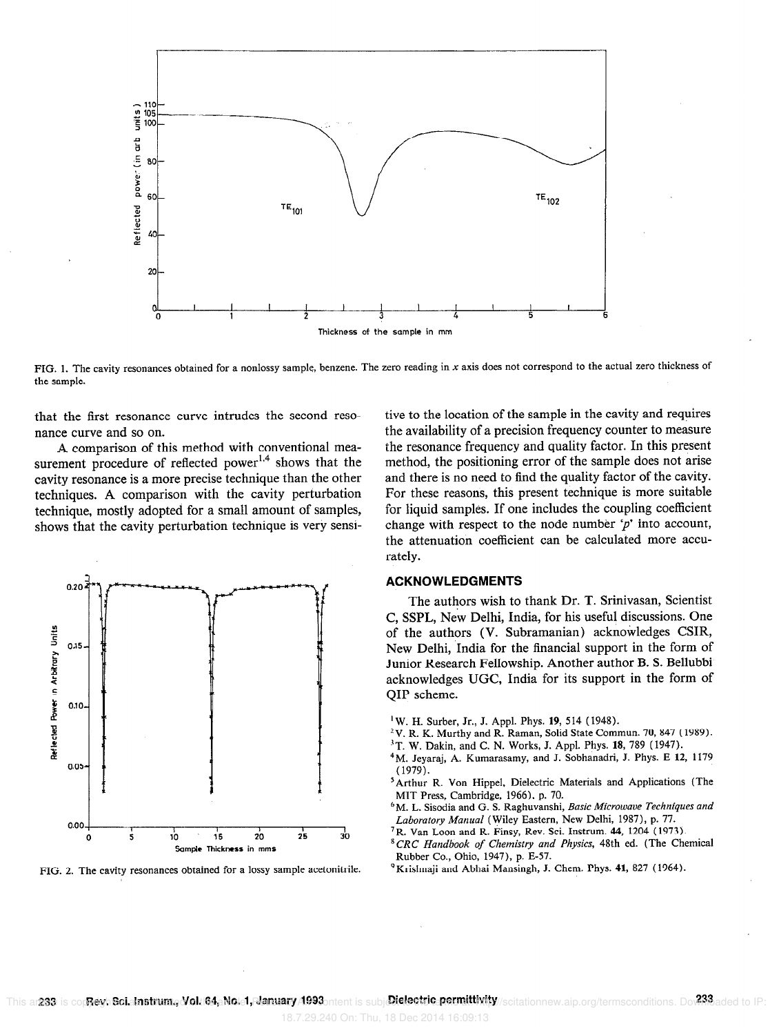110
105
100
80
60
40
20
0
Reflected power (in arb units)
TE$_{101}$
TE$_{102}$
0
1
2
3
4
5
6
Thickness of the sample in mm

FIG. 1. The cavity resonances obtained for a nonlossy sample, benzene. The zero reading in $x$ axis does not correspond to the actual zero thickness of the sample.

that the first resonance curve intrudes the second resonance curve and so on.

A comparison of this method with conventional measurement procedure of reflected power[1,4] shows that the cavity resonance is a more precise technique than the other techniques. A comparison with the cavity perturbation technique, mostly adopted for a small amount of samples, shows that the cavity perturbation technique is very sensitive to the location of the sample in the cavity and requires the availability of a precision frequency counter to measure the resonance frequency and quality factor. In this present method, the positioning error of the sample does not arise and there is no need to find the quality factor of the cavity. For these reasons, this present technique is more suitable for liquid samples. If one includes the coupling coefficient change with respect to the node number '$p$' into account, the attenuation coefficient can be calculated more accurately.

0.20
0.15
0.10
0.05
0.00
Reflected Power in Arbitrary Units
0
5
10
15
20
25
30
Sample Thickness in mms

FIG. 2. The cavity resonances obtained for a lossy sample acetonitrile.

## ACKNOWLEDGMENTS

The authors wish to thank Dr. T. Srinivasan, Scientist C, SSPL, New Delhi, India, for his useful discussions. One of the authors (V. Subramanian) acknowledges CSIR, New Delhi, India for the financial support in the form of Junior Research Fellowship. Another author B. S. Bellubbi acknowledges UGC, India for its support in the form of QIP scheme.

[1] W. H. Surber, Jr., J. Appl. Phys. **19**, 514 (1948).
[2] V. R. K. Murthy and R. Raman, Solid State Commun. **70**, 847 (1989).
[3] T. W. Dakin, and C. N. Works, J. Appl. Phys. **18**, 789 (1947).
[4] M. Jeyaraj, A. Kumarasamy, and J. Sobhanadri, J. Phys. E **12**, 1179 (1979).
[5] Arthur R. Von Hippel, Dielectric Materials and Applications (The MIT Press, Cambridge, 1966), p. 70.
[6] M. L. Sisodia and G. S. Raghuvanshi, *Basic Microwave Techniques and Laboratory Manual* (Wiley Eastern, New Delhi, 1987), p. 77.
[7] R. Van Loon and R. Finsy, Rev. Sci. Instrum. **44**, 1204 (1973).
[8] *CRC Handbook of Chemistry and Physics*, 48th ed. (The Chemical Rubber Co., Ohio, 1947), p. E-57.
[9] Krishnaji and Abhai Mansingh, J. Chem. Phys. **41**, 827 (1964).